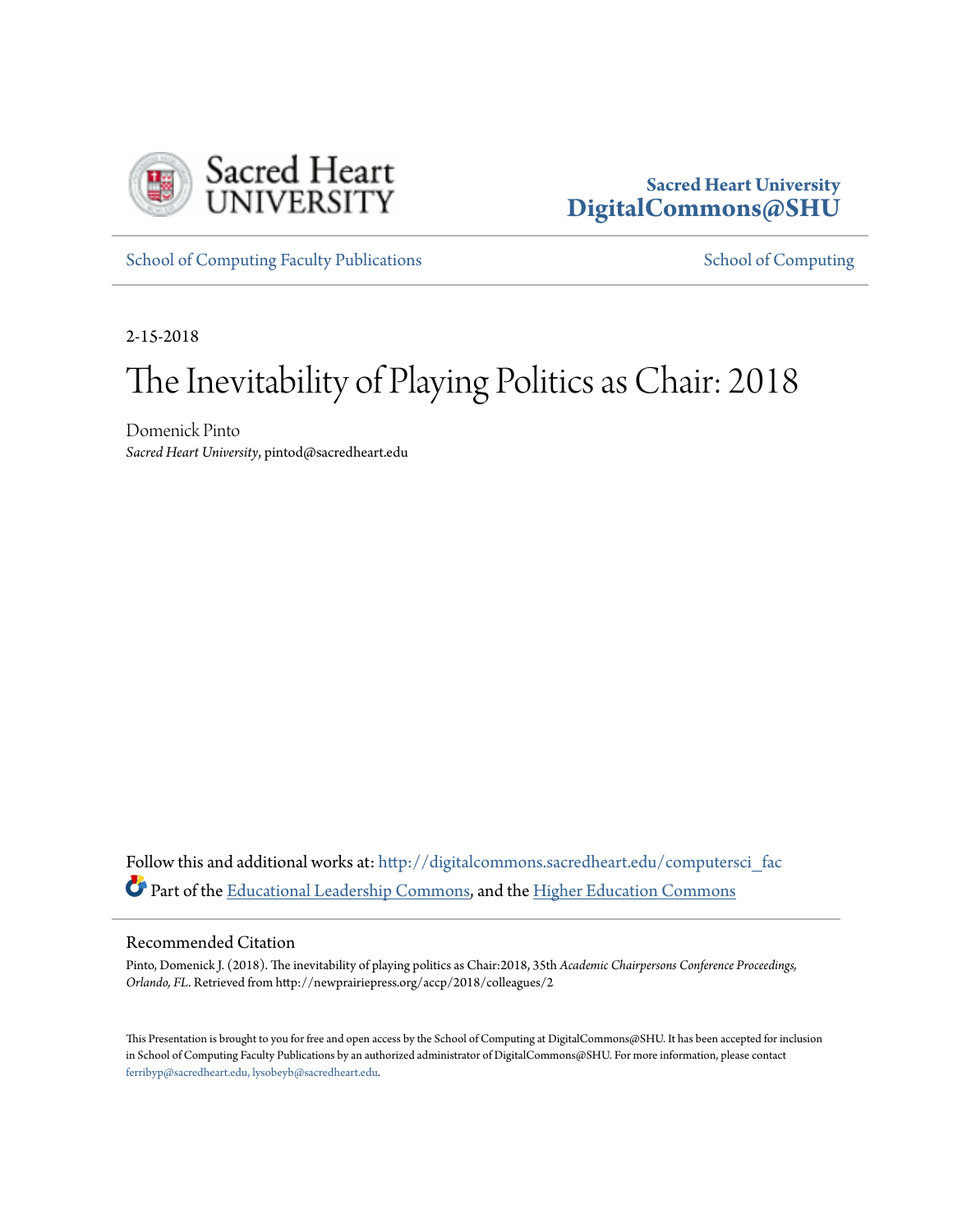Sacred Heart University
**DigitalCommons@SHU**

School of Computing Faculty Publications | School of Computing

2-15-2018

# The Inevitability of Playing Politics as Chair: 2018

Domenick Pinto
*Sacred Heart University*, pintod@sacredheart.edu

Follow this and additional works at: http://digitalcommons.sacredheart.edu/computersci_fac

Part of the Educational Leadership Commons, and the Higher Education Commons

## Recommended Citation

Pinto, Domenick J. (2018). The inevitability of playing politics as Chair:2018, 35th *Academic Chairpersons Conference Proceedings, Orlando, FL*. Retrieved from http://newprairiepress.org/accp/2018/colleagues/2

This Presentation is brought to you for free and open access by the School of Computing at DigitalCommons@SHU. It has been accepted for inclusion in School of Computing Faculty Publications by an authorized administrator of DigitalCommons@SHU. For more information, please contact ferribyp@sacredheart.edu, lysobeyb@sacredheart.edu.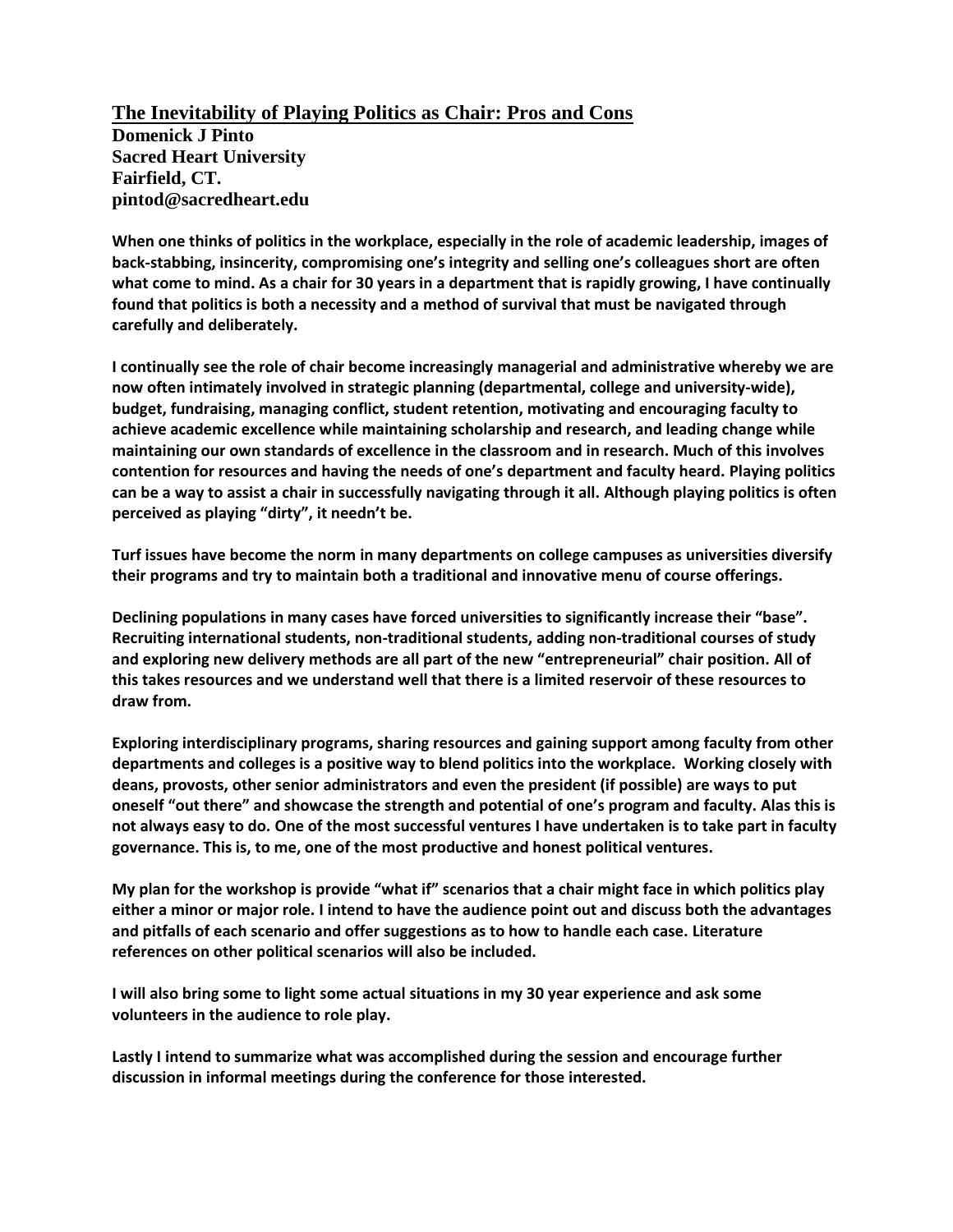# The Inevitability of Playing Politics as Chair: Pros and Cons

**Domenick J Pinto**
**Sacred Heart University**
**Fairfield, CT.**
**pintod@sacredheart.edu**

**When one thinks of politics in the workplace, especially in the role of academic leadership, images of back-stabbing, insincerity, compromising one's integrity and selling one's colleagues short are often what come to mind. As a chair for 30 years in a department that is rapidly growing, I have continually found that politics is both a necessity and a method of survival that must be navigated through carefully and deliberately.**

**I continually see the role of chair become increasingly managerial and administrative whereby we are now often intimately involved in strategic planning (departmental, college and university-wide), budget, fundraising, managing conflict, student retention, motivating and encouraging faculty to achieve academic excellence while maintaining scholarship and research, and leading change while maintaining our own standards of excellence in the classroom and in research. Much of this involves contention for resources and having the needs of one's department and faculty heard. Playing politics can be a way to assist a chair in successfully navigating through it all. Although playing politics is often perceived as playing "dirty", it needn't be.**

**Turf issues have become the norm in many departments on college campuses as universities diversify their programs and try to maintain both a traditional and innovative menu of course offerings.**

**Declining populations in many cases have forced universities to significantly increase their "base". Recruiting international students, non-traditional students, adding non-traditional courses of study and exploring new delivery methods are all part of the new "entrepreneurial" chair position. All of this takes resources and we understand well that there is a limited reservoir of these resources to draw from.**

**Exploring interdisciplinary programs, sharing resources and gaining support among faculty from other departments and colleges is a positive way to blend politics into the workplace. Working closely with deans, provosts, other senior administrators and even the president (if possible) are ways to put oneself "out there" and showcase the strength and potential of one's program and faculty. Alas this is not always easy to do. One of the most successful ventures I have undertaken is to take part in faculty governance. This is, to me, one of the most productive and honest political ventures.**

**My plan for the workshop is provide "what if" scenarios that a chair might face in which politics play either a minor or major role. I intend to have the audience point out and discuss both the advantages and pitfalls of each scenario and offer suggestions as to how to handle each case. Literature references on other political scenarios will also be included.**

**I will also bring some to light some actual situations in my 30 year experience and ask some volunteers in the audience to role play.**

**Lastly I intend to summarize what was accomplished during the session and encourage further discussion in informal meetings during the conference for those interested.**